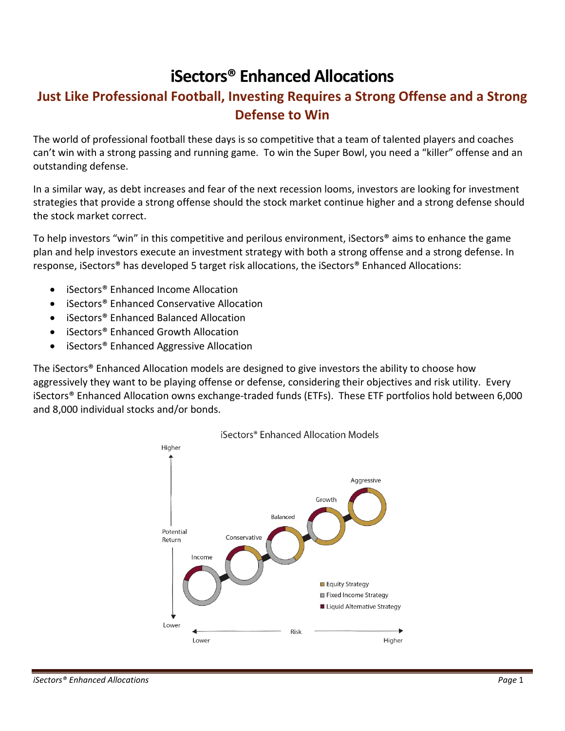# iSectors® Enhanced Allocations

## Just Like Professional Football, Investing Requires a Strong Offense and a Strong Defense to Win

The world of professional football these days is so competitive that a team of talented players and coaches can't win with a strong passing and running game. To win the Super Bowl, you need a "killer" offense and an outstanding defense.

In a similar way, as debt increases and fear of the next recession looms, investors are looking for investment strategies that provide a strong offense should the stock market continue higher and a strong defense should the stock market correct.

To help investors "win" in this competitive and perilous environment, iSectors® aims to enhance the game plan and help investors execute an investment strategy with both a strong offense and a strong defense. In response, iSectors® has developed 5 target risk allocations, the iSectors® Enhanced Allocations:

- iSectors® Enhanced Income Allocation
- iSectors® Enhanced Conservative Allocation
- iSectors® Enhanced Balanced Allocation
- iSectors® Enhanced Growth Allocation
- iSectors® Enhanced Aggressive Allocation

The iSectors® Enhanced Allocation models are designed to give investors the ability to choose how aggressively they want to be playing offense or defense, considering their objectives and risk utility. Every iSectors® Enhanced Allocation owns exchange-traded funds (ETFs). These ETF portfolios hold between 6,000 and 8,000 individual stocks and/or bonds.

iSectors® Enhanced Allocation Models

Potential Return (Lower to Higher) vs. Risk (Lower to Higher): Income, Conservative, Balanced, Growth, Aggressive

- Equity Strategy
- Fixed Income Strategy
- Liquid Alternative Strategy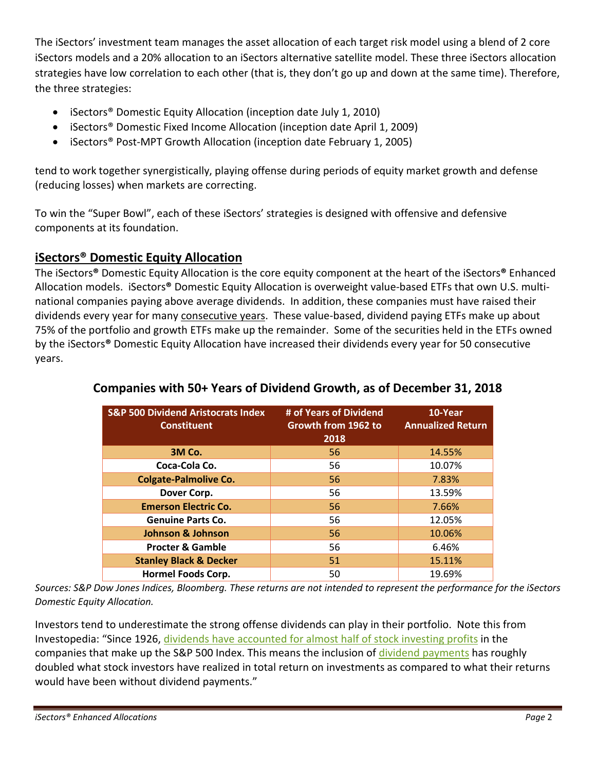The iSectors' investment team manages the asset allocation of each target risk model using a blend of 2 core iSectors models and a 20% allocation to an iSectors alternative satellite model. These three iSectors allocation strategies have low correlation to each other (that is, they don't go up and down at the same time). Therefore, the three strategies:

- iSectors® Domestic Equity Allocation (inception date July 1, 2010)
- iSectors® Domestic Fixed Income Allocation (inception date April 1, 2009)
- iSectors® Post-MPT Growth Allocation (inception date February 1, 2005)

tend to work together synergistically, playing offense during periods of equity market growth and defense (reducing losses) when markets are correcting.

To win the "Super Bowl", each of these iSectors' strategies is designed with offensive and defensive components at its foundation.

## iSectors® Domestic Equity Allocation

The iSectors® Domestic Equity Allocation is the core equity component at the heart of the iSectors® Enhanced Allocation models. iSectors® Domestic Equity Allocation is overweight value-based ETFs that own U.S. multi-national companies paying above average dividends. In addition, these companies must have raised their dividends every year for many consecutive years. These value-based, dividend paying ETFs make up about 75% of the portfolio and growth ETFs make up the remainder. Some of the securities held in the ETFs owned by the iSectors® Domestic Equity Allocation have increased their dividends every year for 50 consecutive years.

### Companies with 50+ Years of Dividend Growth, as of December 31, 2018

| S&P 500 Dividend Aristocrats Index Constituent | # of Years of Dividend Growth from 1962 to 2018 | 10-Year Annualized Return |
|---|---|---|
| **3M Co.** | 56 | 14.55% |
| **Coca-Cola Co.** | 56 | 10.07% |
| **Colgate-Palmolive Co.** | 56 | 7.83% |
| **Dover Corp.** | 56 | 13.59% |
| **Emerson Electric Co.** | 56 | 7.66% |
| **Genuine Parts Co.** | 56 | 12.05% |
| **Johnson & Johnson** | 56 | 10.06% |
| **Procter & Gamble** | 56 | 6.46% |
| **Stanley Black & Decker** | 51 | 15.11% |
| **Hormel Foods Corp.** | 50 | 19.69% |

*Sources: S&P Dow Jones Indices, Bloomberg. These returns are not intended to represent the performance for the iSectors Domestic Equity Allocation.*

Investors tend to underestimate the strong offense dividends can play in their portfolio. Note this from Investopedia: "Since 1926, dividends have accounted for almost half of stock investing profits in the companies that make up the S&P 500 Index. This means the inclusion of dividend payments has roughly doubled what stock investors have realized in total return on investments as compared to what their returns would have been without dividend payments."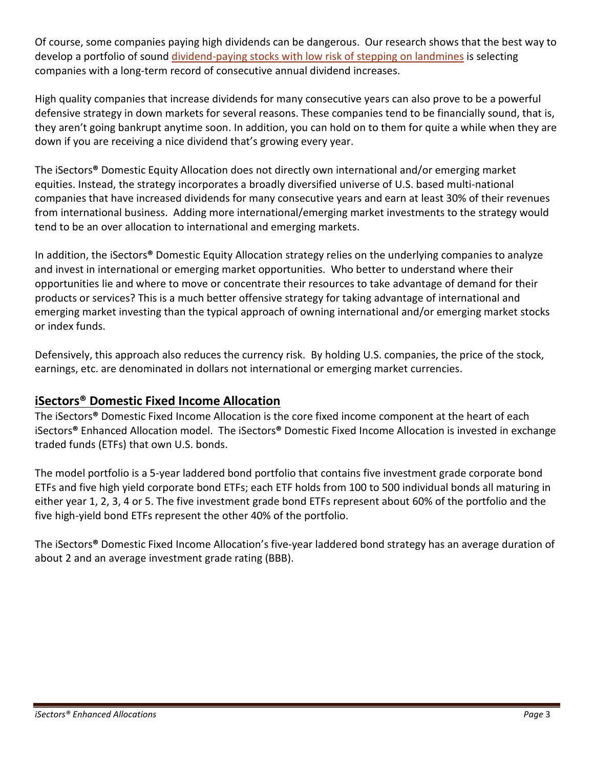Of course, some companies paying high dividends can be dangerous. Our research shows that the best way to develop a portfolio of sound dividend-paying stocks with low risk of stepping on landmines is selecting companies with a long-term record of consecutive annual dividend increases.

High quality companies that increase dividends for many consecutive years can also prove to be a powerful defensive strategy in down markets for several reasons. These companies tend to be financially sound, that is, they aren't going bankrupt anytime soon. In addition, you can hold on to them for quite a while when they are down if you are receiving a nice dividend that's growing every year.

The iSectors® Domestic Equity Allocation does not directly own international and/or emerging market equities. Instead, the strategy incorporates a broadly diversified universe of U.S. based multi-national companies that have increased dividends for many consecutive years and earn at least 30% of their revenues from international business. Adding more international/emerging market investments to the strategy would tend to be an over allocation to international and emerging markets.

In addition, the iSectors® Domestic Equity Allocation strategy relies on the underlying companies to analyze and invest in international or emerging market opportunities. Who better to understand where their opportunities lie and where to move or concentrate their resources to take advantage of demand for their products or services? This is a much better offensive strategy for taking advantage of international and emerging market investing than the typical approach of owning international and/or emerging market stocks or index funds.

Defensively, this approach also reduces the currency risk. By holding U.S. companies, the price of the stock, earnings, etc. are denominated in dollars not international or emerging market currencies.

## iSectors® Domestic Fixed Income Allocation

The iSectors® Domestic Fixed Income Allocation is the core fixed income component at the heart of each iSectors® Enhanced Allocation model. The iSectors® Domestic Fixed Income Allocation is invested in exchange traded funds (ETFs) that own U.S. bonds.

The model portfolio is a 5-year laddered bond portfolio that contains five investment grade corporate bond ETFs and five high yield corporate bond ETFs; each ETF holds from 100 to 500 individual bonds all maturing in either year 1, 2, 3, 4 or 5. The five investment grade bond ETFs represent about 60% of the portfolio and the five high-yield bond ETFs represent the other 40% of the portfolio.

The iSectors® Domestic Fixed Income Allocation's five-year laddered bond strategy has an average duration of about 2 and an average investment grade rating (BBB).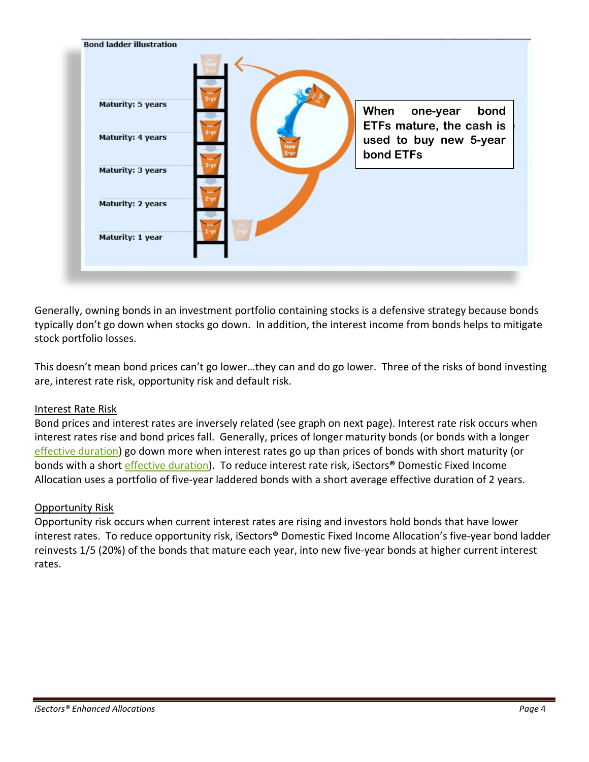Bond ladder illustration

Maturity: 5 years

Maturity: 4 years

Maturity: 3 years

Maturity: 2 years

Maturity: 1 year

When one-year bond ETFs mature, the cash is used to buy new 5-year bond ETFs

Generally, owning bonds in an investment portfolio containing stocks is a defensive strategy because bonds typically don't go down when stocks go down. In addition, the interest income from bonds helps to mitigate stock portfolio losses.

This doesn't mean bond prices can't go lower…they can and do go lower. Three of the risks of bond investing are, interest rate risk, opportunity risk and default risk.

Interest Rate Risk

Bond prices and interest rates are inversely related (see graph on next page). Interest rate risk occurs when interest rates rise and bond prices fall. Generally, prices of longer maturity bonds (or bonds with a longer effective duration) go down more when interest rates go up than prices of bonds with short maturity (or bonds with a short effective duration). To reduce interest rate risk, iSectors® Domestic Fixed Income Allocation uses a portfolio of five-year laddered bonds with a short average effective duration of 2 years.

Opportunity Risk

Opportunity risk occurs when current interest rates are rising and investors hold bonds that have lower interest rates. To reduce opportunity risk, iSectors® Domestic Fixed Income Allocation's five-year bond ladder reinvests 1/5 (20%) of the bonds that mature each year, into new five-year bonds at higher current interest rates.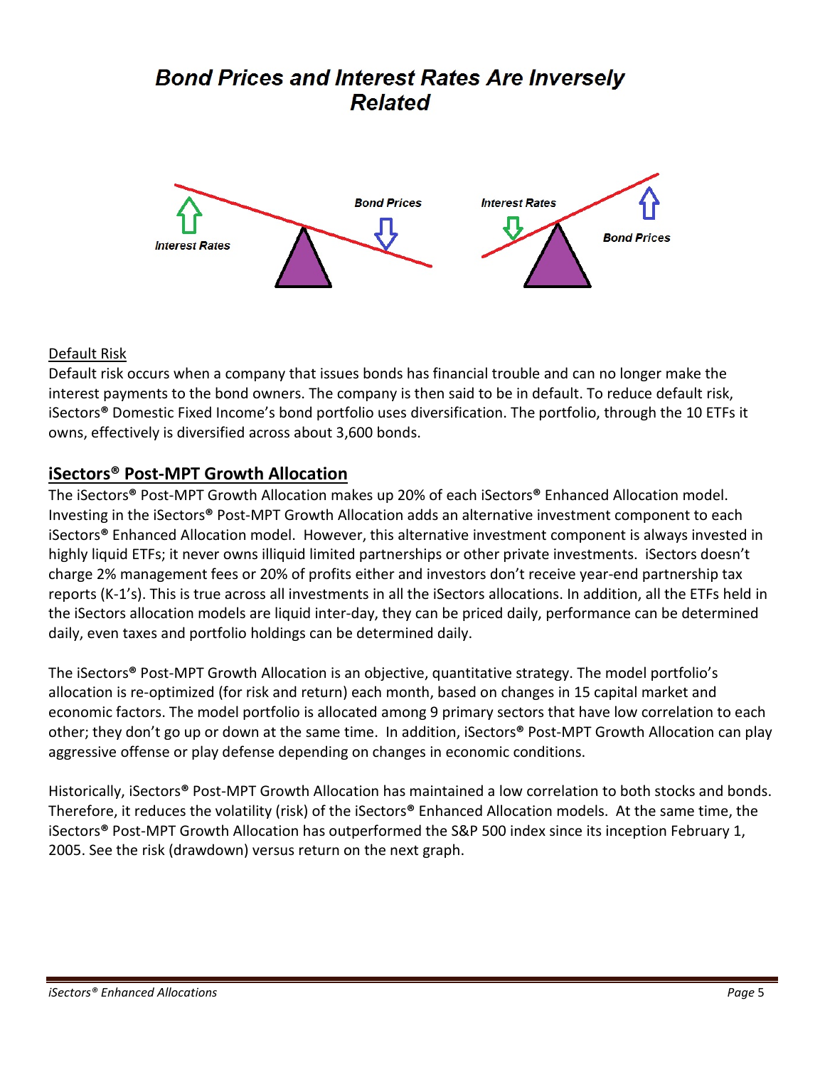## Bond Prices and Interest Rates Are Inversely Related

Interest Rates
Bond Prices
Interest Rates
Bond Prices

Default Risk

Default risk occurs when a company that issues bonds has financial trouble and can no longer make the interest payments to the bond owners. The company is then said to be in default. To reduce default risk, iSectors® Domestic Fixed Income's bond portfolio uses diversification. The portfolio, through the 10 ETFs it owns, effectively is diversified across about 3,600 bonds.

## iSectors® Post-MPT Growth Allocation

The iSectors® Post-MPT Growth Allocation makes up 20% of each iSectors® Enhanced Allocation model. Investing in the iSectors® Post-MPT Growth Allocation adds an alternative investment component to each iSectors® Enhanced Allocation model. However, this alternative investment component is always invested in highly liquid ETFs; it never owns illiquid limited partnerships or other private investments. iSectors doesn't charge 2% management fees or 20% of profits either and investors don't receive year-end partnership tax reports (K-1's). This is true across all investments in all the iSectors allocations. In addition, all the ETFs held in the iSectors allocation models are liquid inter-day, they can be priced daily, performance can be determined daily, even taxes and portfolio holdings can be determined daily.

The iSectors® Post-MPT Growth Allocation is an objective, quantitative strategy. The model portfolio's allocation is re-optimized (for risk and return) each month, based on changes in 15 capital market and economic factors. The model portfolio is allocated among 9 primary sectors that have low correlation to each other; they don't go up or down at the same time. In addition, iSectors® Post-MPT Growth Allocation can play aggressive offense or play defense depending on changes in economic conditions.

Historically, iSectors® Post-MPT Growth Allocation has maintained a low correlation to both stocks and bonds. Therefore, it reduces the volatility (risk) of the iSectors® Enhanced Allocation models. At the same time, the iSectors® Post-MPT Growth Allocation has outperformed the S&P 500 index since its inception February 1, 2005. See the risk (drawdown) versus return on the next graph.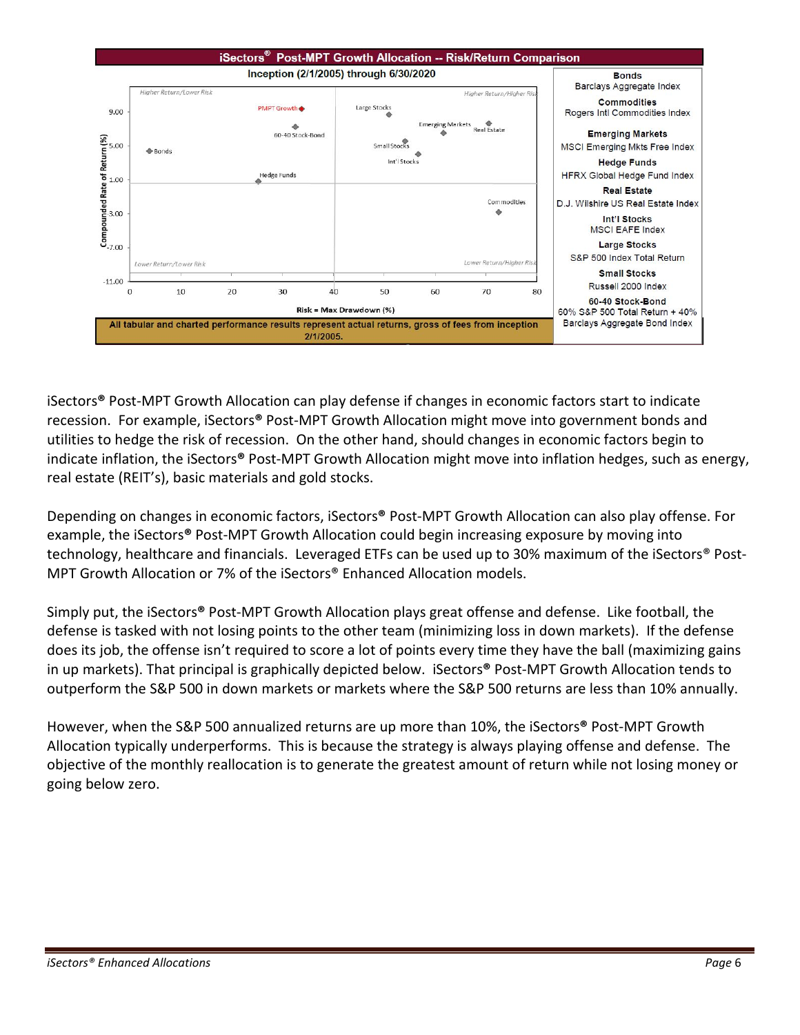**iSectors® Post-MPT Growth Allocation -- Risk/Return Comparison**

Inception (2/1/2005) through 6/30/2020

Higher Return/Lower Risk

Higher Return/Higher Risk

Lower Return/Lower Risk

Lower Return/Higher Risk

PMPT Growth

60-40 Stock-Bond

Bonds

Hedge Funds

Large Stocks

Emerging Markets

Real Estate

Small Stocks

Int'l Stocks

Commodities

Compounded Rate of Return (%)

9.00

5.00

1.00

-3.00

-7.00

-11.00

0 10 20 30 40 50 60 70 80

Risk = Max Drawdown (%)

All tabular and charted performance results represent actual returns, gross of fees from inception 2/1/2005.

**Bonds**
Barclays Aggregate Index

**Commodities**
Rogers Intl Commodities Index

**Emerging Markets**
MSCI Emerging Mkts Free Index

**Hedge Funds**
HFRX Global Hedge Fund Index

**Real Estate**
D.J. Wilshire US Real Estate Index

**Int'l Stocks**
MSCI EAFE Index

**Large Stocks**
S&P 500 Index Total Return

**Small Stocks**
Russell 2000 Index

**60-40 Stock-Bond**
60% S&P 500 Total Return + 40% Barclays Aggregate Bond Index

iSectors® Post-MPT Growth Allocation can play defense if changes in economic factors start to indicate recession. For example, iSectors® Post-MPT Growth Allocation might move into government bonds and utilities to hedge the risk of recession. On the other hand, should changes in economic factors begin to indicate inflation, the iSectors® Post-MPT Growth Allocation might move into inflation hedges, such as energy, real estate (REIT's), basic materials and gold stocks.

Depending on changes in economic factors, iSectors® Post-MPT Growth Allocation can also play offense. For example, the iSectors® Post-MPT Growth Allocation could begin increasing exposure by moving into technology, healthcare and financials. Leveraged ETFs can be used up to 30% maximum of the iSectors® Post-MPT Growth Allocation or 7% of the iSectors® Enhanced Allocation models.

Simply put, the iSectors® Post-MPT Growth Allocation plays great offense and defense. Like football, the defense is tasked with not losing points to the other team (minimizing loss in down markets). If the defense does its job, the offense isn't required to score a lot of points every time they have the ball (maximizing gains in up markets). That principal is graphically depicted below. iSectors® Post-MPT Growth Allocation tends to outperform the S&P 500 in down markets or markets where the S&P 500 returns are less than 10% annually.

However, when the S&P 500 annualized returns are up more than 10%, the iSectors® Post-MPT Growth Allocation typically underperforms. This is because the strategy is always playing offense and defense. The objective of the monthly reallocation is to generate the greatest amount of return while not losing money or going below zero.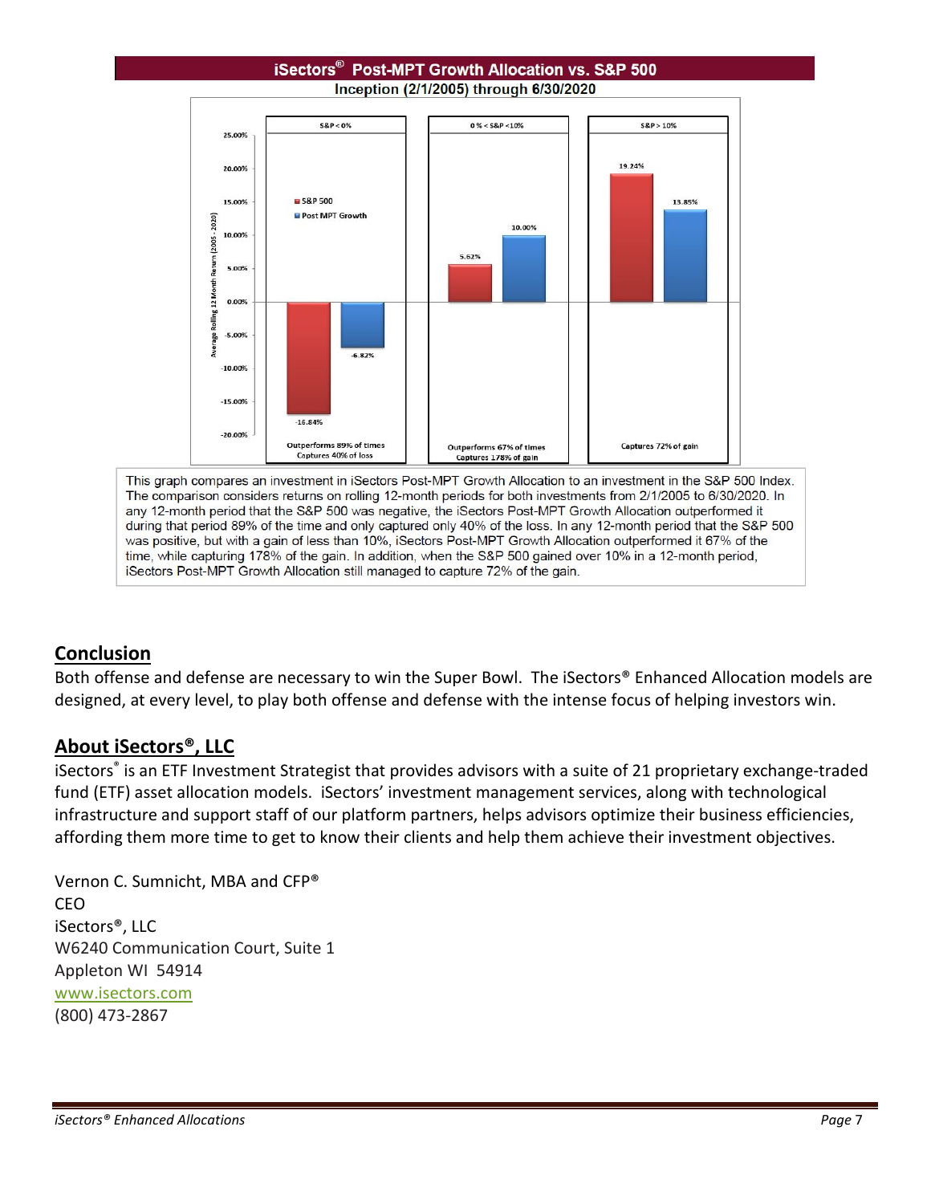**iSectors® Post-MPT Growth Allocation vs. S&P 500**

**Inception (2/1/2005) through 6/30/2020**

S&P < 0%

0% < S&P <10%

S&P > 10%

25.00%
20.00%
15.00%
10.00%
5.00%
0.00%
-5.00%
-10.00%
-15.00%
-20.00%

Average Rolling 12 Month Return (2005 - 2020)

S&P 500

Post MPT Growth

-16.84%

-6.82%

5.62%

10.00%

19.24%

13.85%

Outperforms 89% of times
Captures 40% of loss

Outperforms 67% of times
Captures 178% of gain

Captures 72% of gain

This graph compares an investment in iSectors Post-MPT Growth Allocation to an investment in the S&P 500 Index. The comparison considers returns on rolling 12-month periods for both investments from 2/1/2005 to 6/30/2020. In any 12-month period that the S&P 500 was negative, the iSectors Post-MPT Growth Allocation outperformed it during that period 89% of the time and only captured only 40% of the loss. In any 12-month period that the S&P 500 was positive, but with a gain of less than 10%, iSectors Post-MPT Growth Allocation outperformed it 67% of the time, while capturing 178% of the gain. In addition, when the S&P 500 gained over 10% in a 12-month period, iSectors Post-MPT Growth Allocation still managed to capture 72% of the gain.

## Conclusion

Both offense and defense are necessary to win the Super Bowl. The iSectors® Enhanced Allocation models are designed, at every level, to play both offense and defense with the intense focus of helping investors win.

## About iSectors®, LLC

iSectors® is an ETF Investment Strategist that provides advisors with a suite of 21 proprietary exchange-traded fund (ETF) asset allocation models. iSectors' investment management services, along with technological infrastructure and support staff of our platform partners, helps advisors optimize their business efficiencies, affording them more time to get to know their clients and help them achieve their investment objectives.

Vernon C. Sumnicht, MBA and CFP®
CEO
iSectors®, LLC
W6240 Communication Court, Suite 1
Appleton WI 54914
www.isectors.com
(800) 473-2867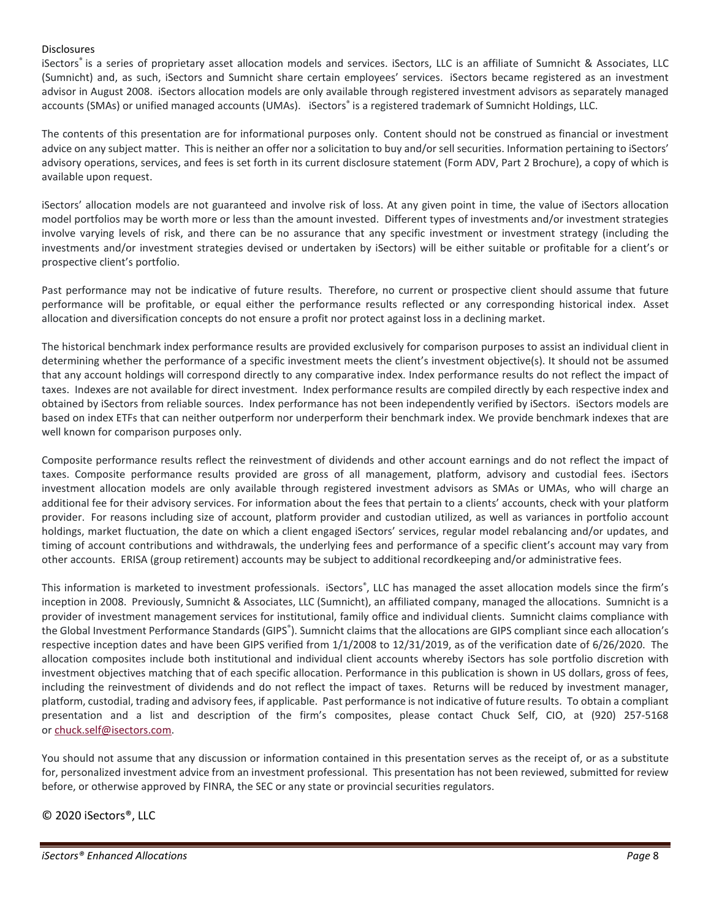## Disclosures

iSectors® is a series of proprietary asset allocation models and services. iSectors, LLC is an affiliate of Sumnicht & Associates, LLC (Sumnicht) and, as such, iSectors and Sumnicht share certain employees' services. iSectors became registered as an investment advisor in August 2008. iSectors allocation models are only available through registered investment advisors as separately managed accounts (SMAs) or unified managed accounts (UMAs). iSectors® is a registered trademark of Sumnicht Holdings, LLC.

The contents of this presentation are for informational purposes only. Content should not be construed as financial or investment advice on any subject matter. This is neither an offer nor a solicitation to buy and/or sell securities. Information pertaining to iSectors' advisory operations, services, and fees is set forth in its current disclosure statement (Form ADV, Part 2 Brochure), a copy of which is available upon request.

iSectors' allocation models are not guaranteed and involve risk of loss. At any given point in time, the value of iSectors allocation model portfolios may be worth more or less than the amount invested. Different types of investments and/or investment strategies involve varying levels of risk, and there can be no assurance that any specific investment or investment strategy (including the investments and/or investment strategies devised or undertaken by iSectors) will be either suitable or profitable for a client's or prospective client's portfolio.

Past performance may not be indicative of future results. Therefore, no current or prospective client should assume that future performance will be profitable, or equal either the performance results reflected or any corresponding historical index. Asset allocation and diversification concepts do not ensure a profit nor protect against loss in a declining market.

The historical benchmark index performance results are provided exclusively for comparison purposes to assist an individual client in determining whether the performance of a specific investment meets the client's investment objective(s). It should not be assumed that any account holdings will correspond directly to any comparative index. Index performance results do not reflect the impact of taxes. Indexes are not available for direct investment. Index performance results are compiled directly by each respective index and obtained by iSectors from reliable sources. Index performance has not been independently verified by iSectors. iSectors models are based on index ETFs that can neither outperform nor underperform their benchmark index. We provide benchmark indexes that are well known for comparison purposes only.

Composite performance results reflect the reinvestment of dividends and other account earnings and do not reflect the impact of taxes. Composite performance results provided are gross of all management, platform, advisory and custodial fees. iSectors investment allocation models are only available through registered investment advisors as SMAs or UMAs, who will charge an additional fee for their advisory services. For information about the fees that pertain to a clients' accounts, check with your platform provider. For reasons including size of account, platform provider and custodian utilized, as well as variances in portfolio account holdings, market fluctuation, the date on which a client engaged iSectors' services, regular model rebalancing and/or updates, and timing of account contributions and withdrawals, the underlying fees and performance of a specific client's account may vary from other accounts. ERISA (group retirement) accounts may be subject to additional recordkeeping and/or administrative fees.

This information is marketed to investment professionals. iSectors®, LLC has managed the asset allocation models since the firm's inception in 2008. Previously, Sumnicht & Associates, LLC (Sumnicht), an affiliated company, managed the allocations. Sumnicht is a provider of investment management services for institutional, family office and individual clients. Sumnicht claims compliance with the Global Investment Performance Standards (GIPS®). Sumnicht claims that the allocations are GIPS compliant since each allocation's respective inception dates and have been GIPS verified from 1/1/2008 to 12/31/2019, as of the verification date of 6/26/2020. The allocation composites include both institutional and individual client accounts whereby iSectors has sole portfolio discretion with investment objectives matching that of each specific allocation. Performance in this publication is shown in US dollars, gross of fees, including the reinvestment of dividends and do not reflect the impact of taxes. Returns will be reduced by investment manager, platform, custodial, trading and advisory fees, if applicable. Past performance is not indicative of future results. To obtain a compliant presentation and a list and description of the firm's composites, please contact Chuck Self, CIO, at (920) 257-5168 or chuck.self@isectors.com.

You should not assume that any discussion or information contained in this presentation serves as the receipt of, or as a substitute for, personalized investment advice from an investment professional. This presentation has not been reviewed, submitted for review before, or otherwise approved by FINRA, the SEC or any state or provincial securities regulators.

© 2020 iSectors®, LLC